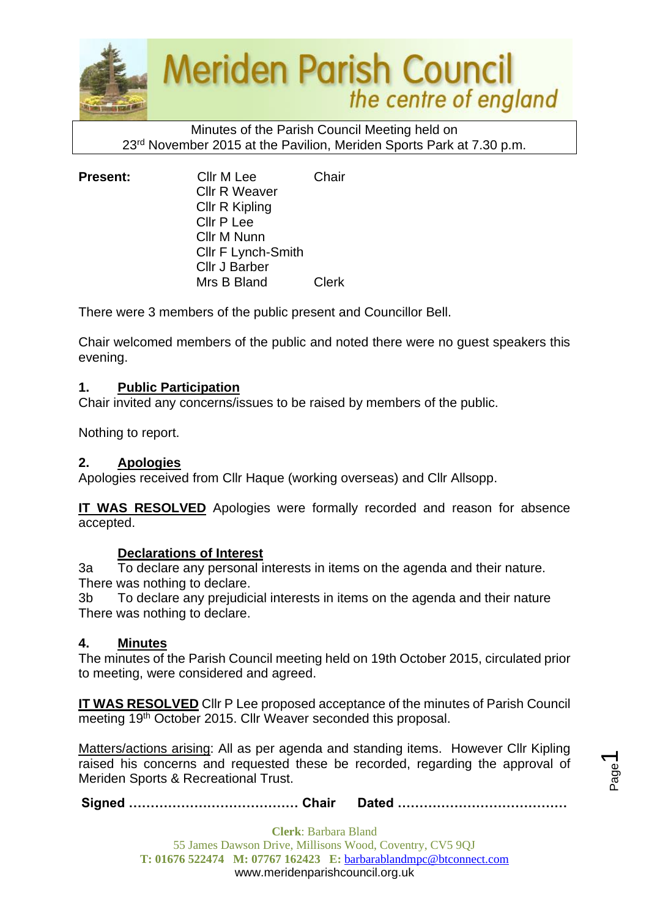# Meriden Parish Council

*the centre of england*

Minutes of the Parish Council Meeting held on
23rd November 2015 at the Pavilion, Meriden Sports Park at 7.30 p.m.

| **Present:** | Cllr M Lee | Chair |
|---|---|---|
| | Cllr R Weaver | |
| | Cllr R Kipling | |
| | Cllr P Lee | |
| | Cllr M Nunn | |
| | Cllr F Lynch-Smith | |
| | Cllr J Barber | |
| | Mrs B Bland | Clerk |

There were 3 members of the public present and Councillor Bell.

Chair welcomed members of the public and noted there were no guest speakers this evening.

## 1. Public Participation

Chair invited any concerns/issues to be raised by members of the public.

Nothing to report.

## 2. Apologies

Apologies received from Cllr Haque (working overseas) and Cllr Allsopp.

**IT WAS RESOLVED** Apologies were formally recorded and reason for absence accepted.

## Declarations of Interest

3a To declare any personal interests in items on the agenda and their nature.
There was nothing to declare.

3b To declare any prejudicial interests in items on the agenda and their nature
There was nothing to declare.

## 4. Minutes

The minutes of the Parish Council meeting held on 19th October 2015, circulated prior to meeting, were considered and agreed.

**IT WAS RESOLVED** Cllr P Lee proposed acceptance of the minutes of Parish Council meeting 19th October 2015. Cllr Weaver seconded this proposal.

Matters/actions arising: All as per agenda and standing items. However Cllr Kipling raised his concerns and requested these be recorded, regarding the approval of Meriden Sports & Recreational Trust.

**Signed ………………………………… Chair Dated …………………………………**

**Clerk**: Barbara Bland
55 James Dawson Drive, Millisons Wood, Coventry, CV5 9QJ
**T: 01676 522474 M: 07767 162423 E:** barbarablandmpc@btconnect.com
www.meridenparishcouncil.org.uk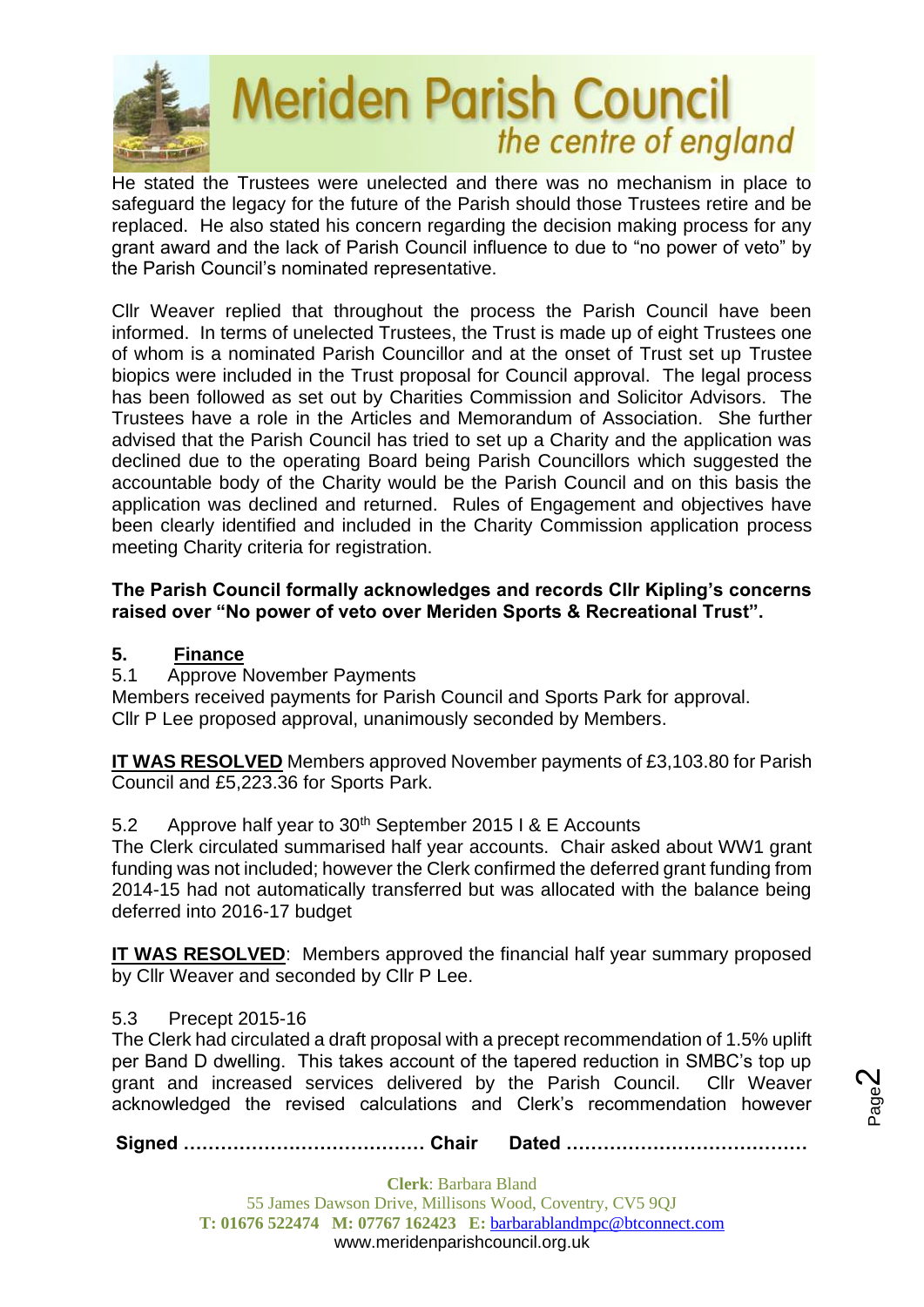He stated the Trustees were unelected and there was no mechanism in place to safeguard the legacy for the future of the Parish should those Trustees retire and be replaced. He also stated his concern regarding the decision making process for any grant award and the lack of Parish Council influence to due to "no power of veto" by the Parish Council's nominated representative.

Cllr Weaver replied that throughout the process the Parish Council have been informed. In terms of unelected Trustees, the Trust is made up of eight Trustees one of whom is a nominated Parish Councillor and at the onset of Trust set up Trustee biopics were included in the Trust proposal for Council approval. The legal process has been followed as set out by Charities Commission and Solicitor Advisors. The Trustees have a role in the Articles and Memorandum of Association. She further advised that the Parish Council has tried to set up a Charity and the application was declined due to the operating Board being Parish Councillors which suggested the accountable body of the Charity would be the Parish Council and on this basis the application was declined and returned. Rules of Engagement and objectives have been clearly identified and included in the Charity Commission application process meeting Charity criteria for registration.

**The Parish Council formally acknowledges and records Cllr Kipling's concerns raised over "No power of veto over Meriden Sports & Recreational Trust".**

## 5. Finance

5.1 Approve November Payments

Members received payments for Parish Council and Sports Park for approval.
Cllr P Lee proposed approval, unanimously seconded by Members.

**IT WAS RESOLVED** Members approved November payments of £3,103.80 for Parish Council and £5,223.36 for Sports Park.

5.2 Approve half year to 30th September 2015 I & E Accounts

The Clerk circulated summarised half year accounts. Chair asked about WW1 grant funding was not included; however the Clerk confirmed the deferred grant funding from 2014-15 had not automatically transferred but was allocated with the balance being deferred into 2016-17 budget

**IT WAS RESOLVED**: Members approved the financial half year summary proposed by Cllr Weaver and seconded by Cllr P Lee.

5.3 Precept 2015-16

The Clerk had circulated a draft proposal with a precept recommendation of 1.5% uplift per Band D dwelling. This takes account of the tapered reduction in SMBC's top up grant and increased services delivered by the Parish Council. Cllr Weaver acknowledged the revised calculations and Clerk's recommendation however

**Signed ………………………………… Chair Dated …………………………………**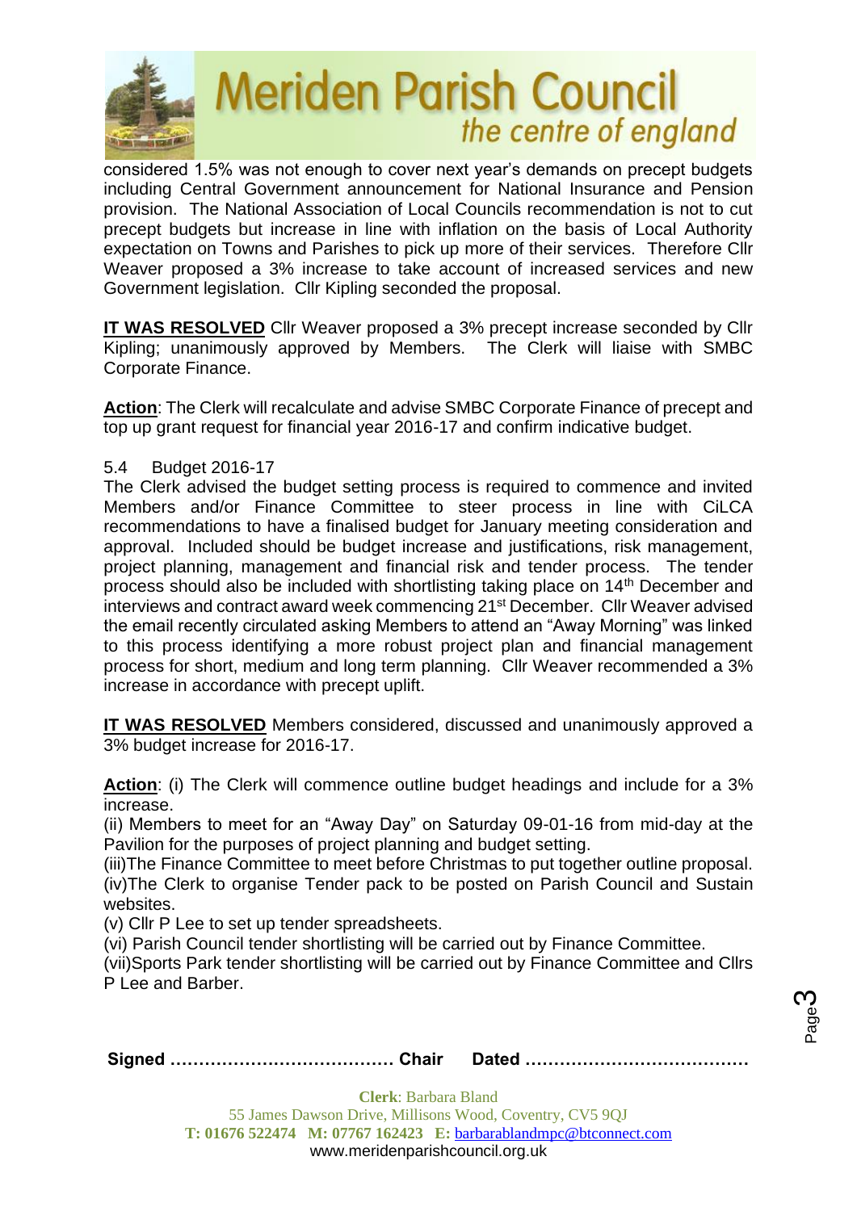considered 1.5% was not enough to cover next year's demands on precept budgets including Central Government announcement for National Insurance and Pension provision. The National Association of Local Councils recommendation is not to cut precept budgets but increase in line with inflation on the basis of Local Authority expectation on Towns and Parishes to pick up more of their services. Therefore Cllr Weaver proposed a 3% increase to take account of increased services and new Government legislation. Cllr Kipling seconded the proposal.

**IT WAS RESOLVED** Cllr Weaver proposed a 3% precept increase seconded by Cllr Kipling; unanimously approved by Members. The Clerk will liaise with SMBC Corporate Finance.

**Action**: The Clerk will recalculate and advise SMBC Corporate Finance of precept and top up grant request for financial year 2016-17 and confirm indicative budget.

5.4 Budget 2016-17

The Clerk advised the budget setting process is required to commence and invited Members and/or Finance Committee to steer process in line with CiLCA recommendations to have a finalised budget for January meeting consideration and approval. Included should be budget increase and justifications, risk management, project planning, management and financial risk and tender process. The tender process should also be included with shortlisting taking place on 14th December and interviews and contract award week commencing 21st December. Cllr Weaver advised the email recently circulated asking Members to attend an "Away Morning" was linked to this process identifying a more robust project plan and financial management process for short, medium and long term planning. Cllr Weaver recommended a 3% increase in accordance with precept uplift.

**IT WAS RESOLVED** Members considered, discussed and unanimously approved a 3% budget increase for 2016-17.

**Action**: (i) The Clerk will commence outline budget headings and include for a 3% increase.

(ii) Members to meet for an "Away Day" on Saturday 09-01-16 from mid-day at the Pavilion for the purposes of project planning and budget setting.

(iii)The Finance Committee to meet before Christmas to put together outline proposal.

(iv)The Clerk to organise Tender pack to be posted on Parish Council and Sustain websites.

(v) Cllr P Lee to set up tender spreadsheets.

(vi) Parish Council tender shortlisting will be carried out by Finance Committee.

(vii)Sports Park tender shortlisting will be carried out by Finance Committee and Cllrs P Lee and Barber.

**Signed ………………………………… Chair Dated …………………………………**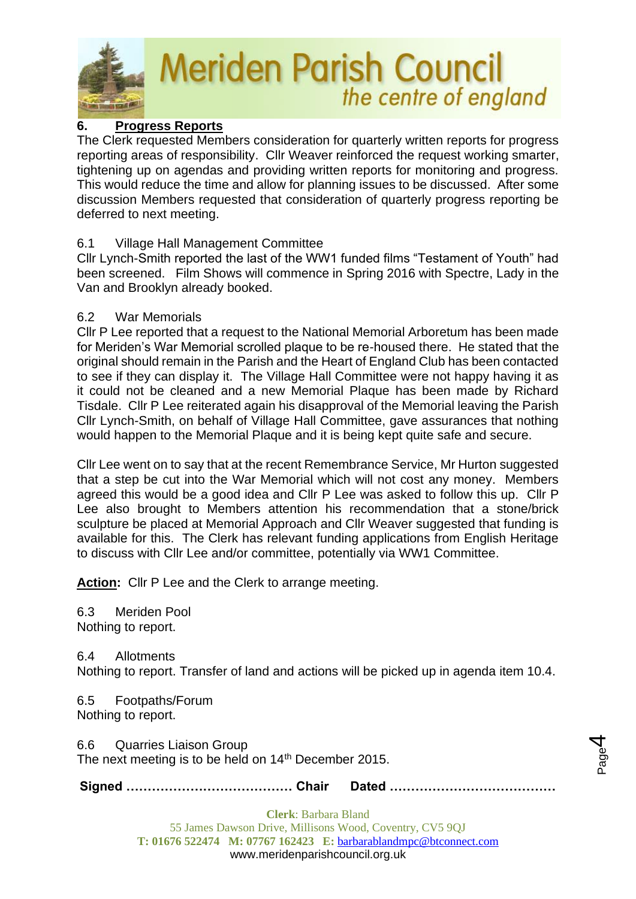## 6. Progress Reports

The Clerk requested Members consideration for quarterly written reports for progress reporting areas of responsibility. Cllr Weaver reinforced the request working smarter, tightening up on agendas and providing written reports for monitoring and progress. This would reduce the time and allow for planning issues to be discussed. After some discussion Members requested that consideration of quarterly progress reporting be deferred to next meeting.

6.1 Village Hall Management Committee
Cllr Lynch-Smith reported the last of the WW1 funded films "Testament of Youth" had been screened. Film Shows will commence in Spring 2016 with Spectre, Lady in the Van and Brooklyn already booked.

6.2 War Memorials
Cllr P Lee reported that a request to the National Memorial Arboretum has been made for Meriden's War Memorial scrolled plaque to be re-housed there. He stated that the original should remain in the Parish and the Heart of England Club has been contacted to see if they can display it. The Village Hall Committee were not happy having it as it could not be cleaned and a new Memorial Plaque has been made by Richard Tisdale. Cllr P Lee reiterated again his disapproval of the Memorial leaving the Parish Cllr Lynch-Smith, on behalf of Village Hall Committee, gave assurances that nothing would happen to the Memorial Plaque and it is being kept quite safe and secure.

Cllr Lee went on to say that at the recent Remembrance Service, Mr Hurton suggested that a step be cut into the War Memorial which will not cost any money. Members agreed this would be a good idea and Cllr P Lee was asked to follow this up. Cllr P Lee also brought to Members attention his recommendation that a stone/brick sculpture be placed at Memorial Approach and Cllr Weaver suggested that funding is available for this. The Clerk has relevant funding applications from English Heritage to discuss with Cllr Lee and/or committee, potentially via WW1 Committee.

**Action:** Cllr P Lee and the Clerk to arrange meeting.

6.3 Meriden Pool
Nothing to report.

6.4 Allotments
Nothing to report. Transfer of land and actions will be picked up in agenda item 10.4.

6.5 Footpaths/Forum
Nothing to report.

6.6 Quarries Liaison Group
The next meeting is to be held on 14th December 2015.

**Signed ………………………………… Chair Dated …………………………………**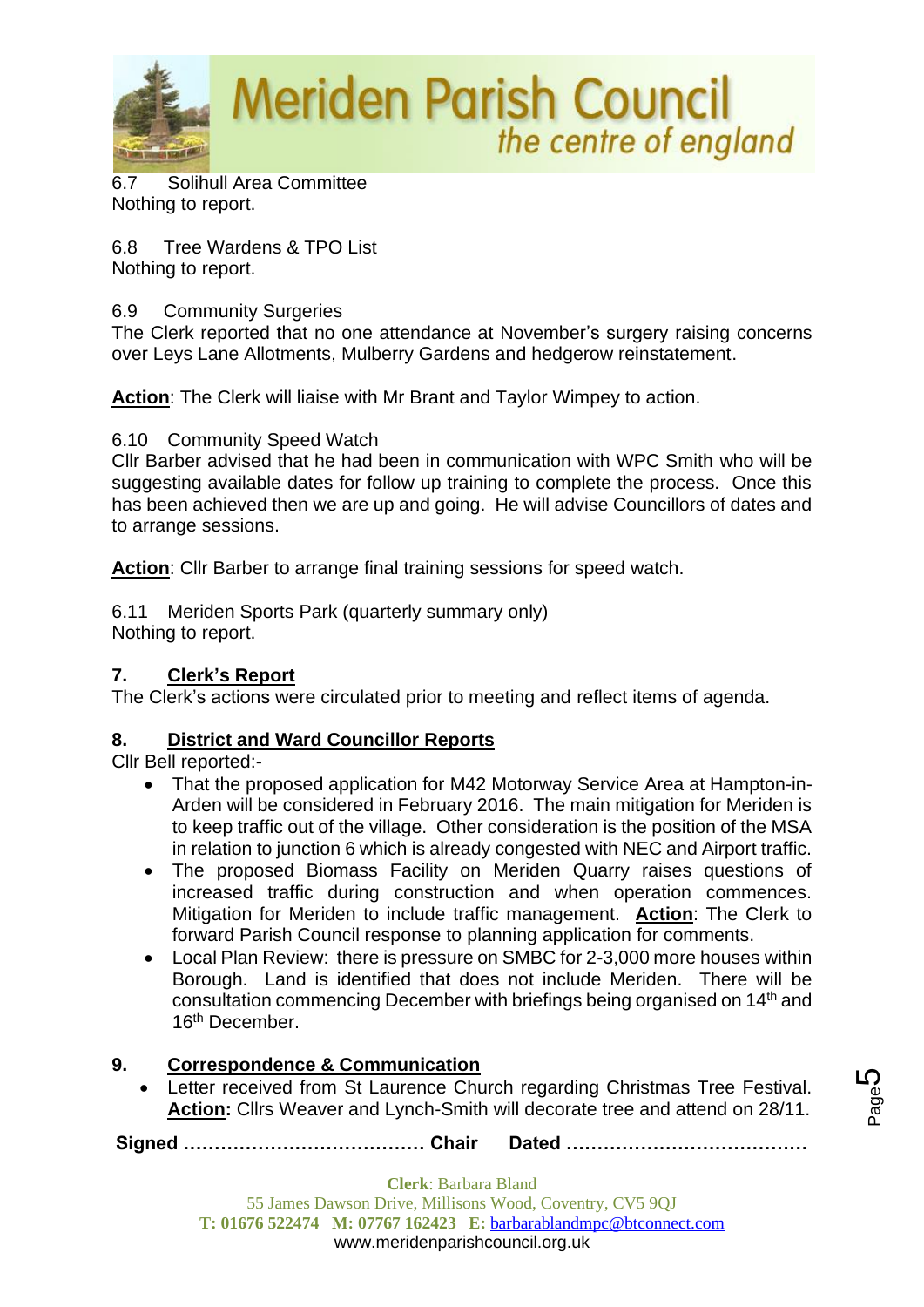6.7 Solihull Area Committee
Nothing to report.

6.8 Tree Wardens & TPO List
Nothing to report.

6.9 Community Surgeries
The Clerk reported that no one attendance at November's surgery raising concerns over Leys Lane Allotments, Mulberry Gardens and hedgerow reinstatement.

**Action**: The Clerk will liaise with Mr Brant and Taylor Wimpey to action.

6.10 Community Speed Watch
Cllr Barber advised that he had been in communication with WPC Smith who will be suggesting available dates for follow up training to complete the process. Once this has been achieved then we are up and going. He will advise Councillors of dates and to arrange sessions.

**Action**: Cllr Barber to arrange final training sessions for speed watch.

6.11 Meriden Sports Park (quarterly summary only)
Nothing to report.

## 7. Clerk's Report

The Clerk's actions were circulated prior to meeting and reflect items of agenda.

## 8. District and Ward Councillor Reports

Cllr Bell reported:-

- That the proposed application for M42 Motorway Service Area at Hampton-in-Arden will be considered in February 2016. The main mitigation for Meriden is to keep traffic out of the village. Other consideration is the position of the MSA in relation to junction 6 which is already congested with NEC and Airport traffic.
- The proposed Biomass Facility on Meriden Quarry raises questions of increased traffic during construction and when operation commences. Mitigation for Meriden to include traffic management. **Action**: The Clerk to forward Parish Council response to planning application for comments.
- Local Plan Review: there is pressure on SMBC for 2-3,000 more houses within Borough. Land is identified that does not include Meriden. There will be consultation commencing December with briefings being organised on 14th and 16th December.

## 9. Correspondence & Communication

- Letter received from St Laurence Church regarding Christmas Tree Festival. **Action:** Cllrs Weaver and Lynch-Smith will decorate tree and attend on 28/11.

**Signed ………………………………… Chair Dated …………………………………**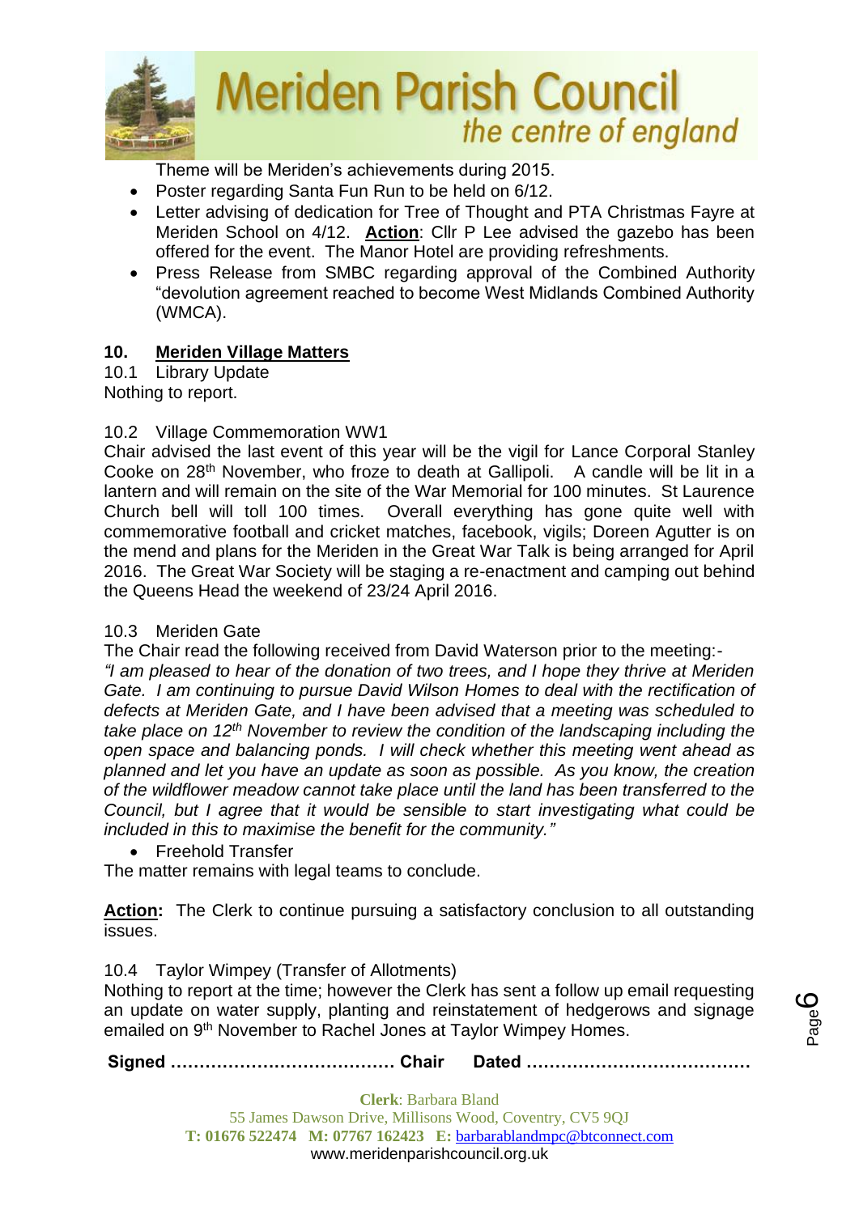Theme will be Meriden's achievements during 2015.

- Poster regarding Santa Fun Run to be held on 6/12.
- Letter advising of dedication for Tree of Thought and PTA Christmas Fayre at Meriden School on 4/12. **Action**: Cllr P Lee advised the gazebo has been offered for the event. The Manor Hotel are providing refreshments.
- Press Release from SMBC regarding approval of the Combined Authority "devolution agreement reached to become West Midlands Combined Authority (WMCA).

## 10. Meriden Village Matters

10.1 Library Update

Nothing to report.

10.2 Village Commemoration WW1

Chair advised the last event of this year will be the vigil for Lance Corporal Stanley Cooke on 28th November, who froze to death at Gallipoli. A candle will be lit in a lantern and will remain on the site of the War Memorial for 100 minutes. St Laurence Church bell will toll 100 times. Overall everything has gone quite well with commemorative football and cricket matches, facebook, vigils; Doreen Agutter is on the mend and plans for the Meriden in the Great War Talk is being arranged for April 2016. The Great War Society will be staging a re-enactment and camping out behind the Queens Head the weekend of 23/24 April 2016.

10.3 Meriden Gate

The Chair read the following received from David Waterson prior to the meeting:-

*"I am pleased to hear of the donation of two trees, and I hope they thrive at Meriden Gate. I am continuing to pursue David Wilson Homes to deal with the rectification of defects at Meriden Gate, and I have been advised that a meeting was scheduled to take place on 12th November to review the condition of the landscaping including the open space and balancing ponds. I will check whether this meeting went ahead as planned and let you have an update as soon as possible. As you know, the creation of the wildflower meadow cannot take place until the land has been transferred to the Council, but I agree that it would be sensible to start investigating what could be included in this to maximise the benefit for the community."*

- Freehold Transfer

The matter remains with legal teams to conclude.

**Action:** The Clerk to continue pursuing a satisfactory conclusion to all outstanding issues.

10.4 Taylor Wimpey (Transfer of Allotments)

Nothing to report at the time; however the Clerk has sent a follow up email requesting an update on water supply, planting and reinstatement of hedgerows and signage emailed on 9th November to Rachel Jones at Taylor Wimpey Homes.

**Signed ………………………………… Chair Dated …………………………………**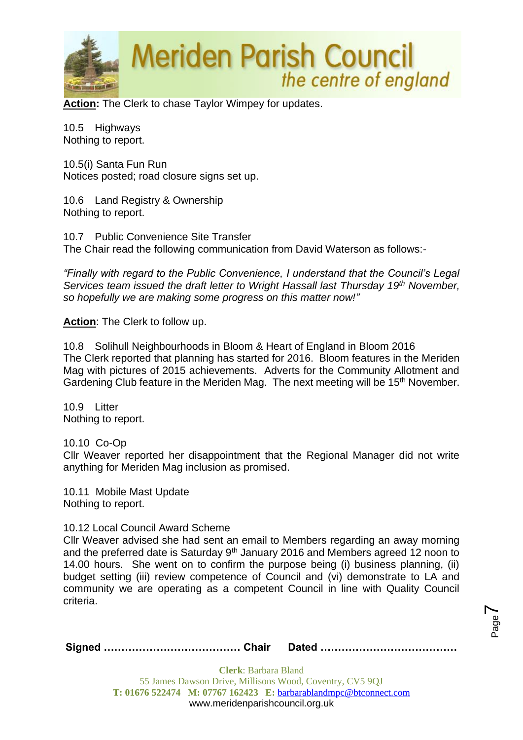**Action:** The Clerk to chase Taylor Wimpey for updates.

10.5 Highways
Nothing to report.

10.5(i) Santa Fun Run
Notices posted; road closure signs set up.

10.6 Land Registry & Ownership
Nothing to report.

10.7 Public Convenience Site Transfer
The Chair read the following communication from David Waterson as follows:-

*"Finally with regard to the Public Convenience, I understand that the Council's Legal Services team issued the draft letter to Wright Hassall last Thursday 19th November, so hopefully we are making some progress on this matter now!"*

**Action**: The Clerk to follow up.

10.8 Solihull Neighbourhoods in Bloom & Heart of England in Bloom 2016
The Clerk reported that planning has started for 2016. Bloom features in the Meriden Mag with pictures of 2015 achievements. Adverts for the Community Allotment and Gardening Club feature in the Meriden Mag. The next meeting will be 15th November.

10.9 Litter
Nothing to report.

10.10 Co-Op
Cllr Weaver reported her disappointment that the Regional Manager did not write anything for Meriden Mag inclusion as promised.

10.11 Mobile Mast Update
Nothing to report.

10.12 Local Council Award Scheme
Cllr Weaver advised she had sent an email to Members regarding an away morning and the preferred date is Saturday 9th January 2016 and Members agreed 12 noon to 14.00 hours. She went on to confirm the purpose being (i) business planning, (ii) budget setting (iii) review competence of Council and (vi) demonstrate to LA and community we are operating as a competent Council in line with Quality Council criteria.

**Signed ………………………………… Chair Dated …………………………………**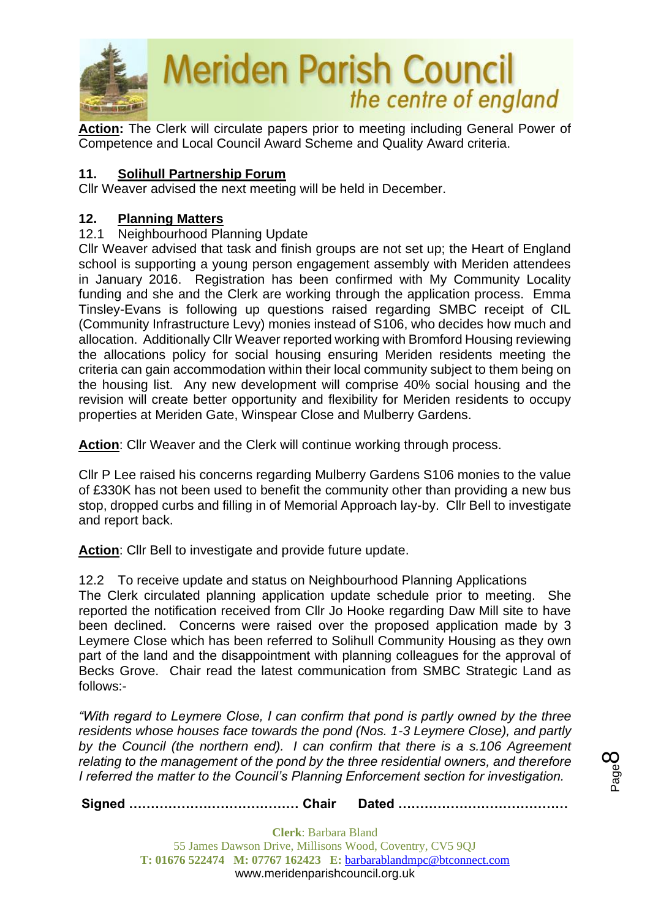**Action:** The Clerk will circulate papers prior to meeting including General Power of Competence and Local Council Award Scheme and Quality Award criteria.

## 11. Solihull Partnership Forum

Cllr Weaver advised the next meeting will be held in December.

## 12. Planning Matters

12.1 Neighbourhood Planning Update

Cllr Weaver advised that task and finish groups are not set up; the Heart of England school is supporting a young person engagement assembly with Meriden attendees in January 2016. Registration has been confirmed with My Community Locality funding and she and the Clerk are working through the application process. Emma Tinsley-Evans is following up questions raised regarding SMBC receipt of CIL (Community Infrastructure Levy) monies instead of S106, who decides how much and allocation. Additionally Cllr Weaver reported working with Bromford Housing reviewing the allocations policy for social housing ensuring Meriden residents meeting the criteria can gain accommodation within their local community subject to them being on the housing list. Any new development will comprise 40% social housing and the revision will create better opportunity and flexibility for Meriden residents to occupy properties at Meriden Gate, Winspear Close and Mulberry Gardens.

**Action**: Cllr Weaver and the Clerk will continue working through process.

Cllr P Lee raised his concerns regarding Mulberry Gardens S106 monies to the value of £330K has not been used to benefit the community other than providing a new bus stop, dropped curbs and filling in of Memorial Approach lay-by. Cllr Bell to investigate and report back.

**Action**: Cllr Bell to investigate and provide future update.

12.2 To receive update and status on Neighbourhood Planning Applications

The Clerk circulated planning application update schedule prior to meeting. She reported the notification received from Cllr Jo Hooke regarding Daw Mill site to have been declined. Concerns were raised over the proposed application made by 3 Leymere Close which has been referred to Solihull Community Housing as they own part of the land and the disappointment with planning colleagues for the approval of Becks Grove. Chair read the latest communication from SMBC Strategic Land as follows:-

*"With regard to Leymere Close, I can confirm that pond is partly owned by the three residents whose houses face towards the pond (Nos. 1-3 Leymere Close), and partly by the Council (the northern end). I can confirm that there is a s.106 Agreement relating to the management of the pond by the three residential owners, and therefore I referred the matter to the Council's Planning Enforcement section for investigation.*

**Signed ………………………………… Chair Dated …………………………………**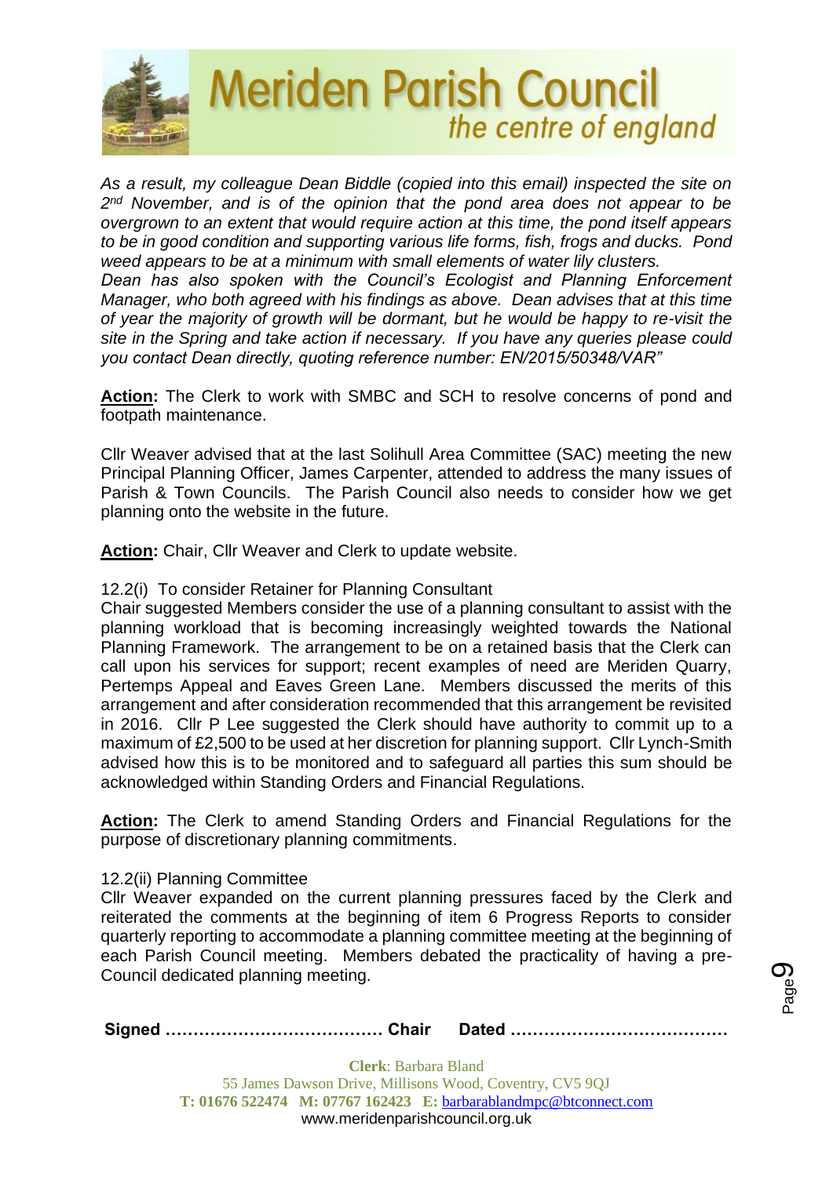*As a result, my colleague Dean Biddle (copied into this email) inspected the site on 2nd November, and is of the opinion that the pond area does not appear to be overgrown to an extent that would require action at this time, the pond itself appears to be in good condition and supporting various life forms, fish, frogs and ducks. Pond weed appears to be at a minimum with small elements of water lily clusters.*
*Dean has also spoken with the Council's Ecologist and Planning Enforcement Manager, who both agreed with his findings as above. Dean advises that at this time of year the majority of growth will be dormant, but he would be happy to re-visit the site in the Spring and take action if necessary. If you have any queries please could you contact Dean directly, quoting reference number: EN/2015/50348/VAR"*

**Action:** The Clerk to work with SMBC and SCH to resolve concerns of pond and footpath maintenance.

Cllr Weaver advised that at the last Solihull Area Committee (SAC) meeting the new Principal Planning Officer, James Carpenter, attended to address the many issues of Parish & Town Councils. The Parish Council also needs to consider how we get planning onto the website in the future.

**Action:** Chair, Cllr Weaver and Clerk to update website.

12.2(i) To consider Retainer for Planning Consultant
Chair suggested Members consider the use of a planning consultant to assist with the planning workload that is becoming increasingly weighted towards the National Planning Framework. The arrangement to be on a retained basis that the Clerk can call upon his services for support; recent examples of need are Meriden Quarry, Pertemps Appeal and Eaves Green Lane. Members discussed the merits of this arrangement and after consideration recommended that this arrangement be revisited in 2016. Cllr P Lee suggested the Clerk should have authority to commit up to a maximum of £2,500 to be used at her discretion for planning support. Cllr Lynch-Smith advised how this is to be monitored and to safeguard all parties this sum should be acknowledged within Standing Orders and Financial Regulations.

**Action:** The Clerk to amend Standing Orders and Financial Regulations for the purpose of discretionary planning commitments.

12.2(ii) Planning Committee
Cllr Weaver expanded on the current planning pressures faced by the Clerk and reiterated the comments at the beginning of item 6 Progress Reports to consider quarterly reporting to accommodate a planning committee meeting at the beginning of each Parish Council meeting. Members debated the practicality of having a pre-Council dedicated planning meeting.

**Signed ………………………………… Chair Dated …………………………………**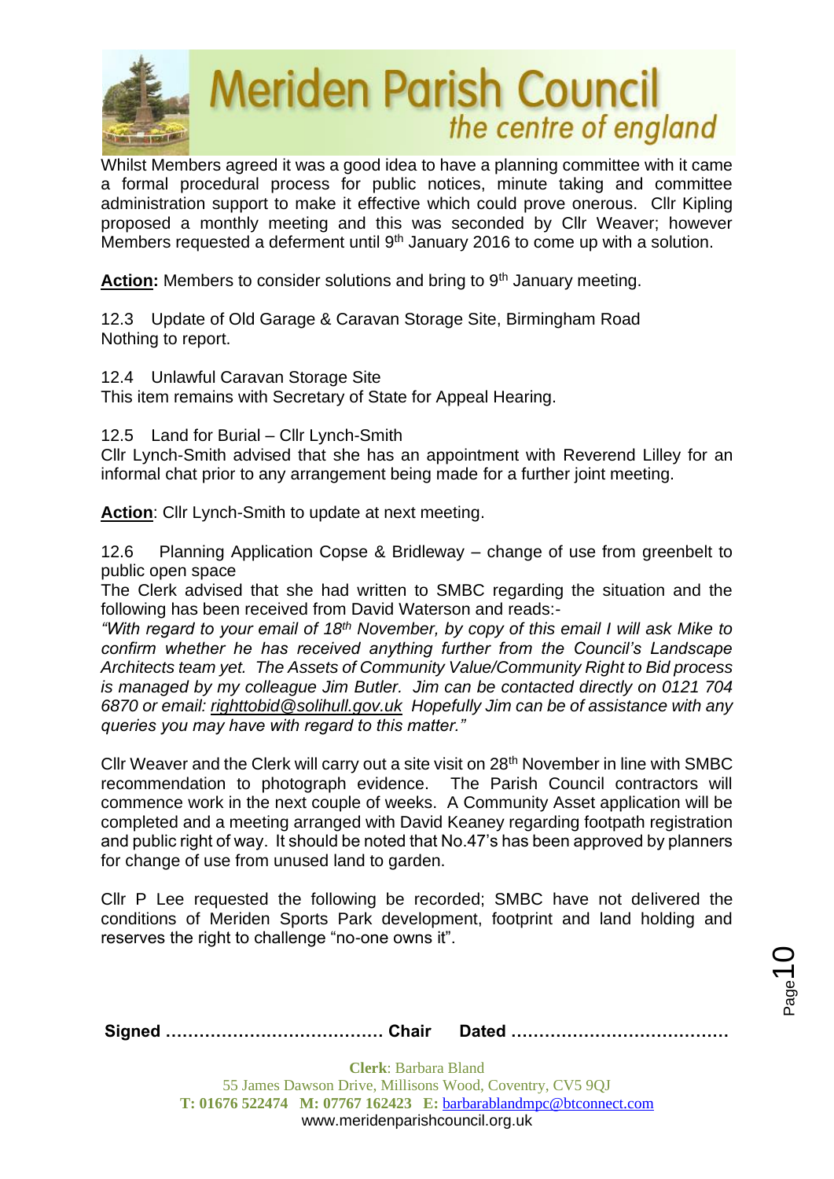Whilst Members agreed it was a good idea to have a planning committee with it came a formal procedural process for public notices, minute taking and committee administration support to make it effective which could prove onerous. Cllr Kipling proposed a monthly meeting and this was seconded by Cllr Weaver; however Members requested a deferment until 9th January 2016 to come up with a solution.

**Action:** Members to consider solutions and bring to 9th January meeting.

12.3 Update of Old Garage & Caravan Storage Site, Birmingham Road
Nothing to report.

12.4 Unlawful Caravan Storage Site
This item remains with Secretary of State for Appeal Hearing.

12.5 Land for Burial – Cllr Lynch-Smith
Cllr Lynch-Smith advised that she has an appointment with Reverend Lilley for an informal chat prior to any arrangement being made for a further joint meeting.

**Action**: Cllr Lynch-Smith to update at next meeting.

12.6 Planning Application Copse & Bridleway – change of use from greenbelt to public open space
The Clerk advised that she had written to SMBC regarding the situation and the following has been received from David Waterson and reads:-
*"With regard to your email of 18th November, by copy of this email I will ask Mike to confirm whether he has received anything further from the Council's Landscape Architects team yet. The Assets of Community Value/Community Right to Bid process is managed by my colleague Jim Butler. Jim can be contacted directly on 0121 704 6870 or email: righttobid@solihull.gov.uk Hopefully Jim can be of assistance with any queries you may have with regard to this matter."*

Cllr Weaver and the Clerk will carry out a site visit on 28th November in line with SMBC recommendation to photograph evidence. The Parish Council contractors will commence work in the next couple of weeks. A Community Asset application will be completed and a meeting arranged with David Keaney regarding footpath registration and public right of way. It should be noted that No.47's has been approved by planners for change of use from unused land to garden.

Cllr P Lee requested the following be recorded; SMBC have not delivered the conditions of Meriden Sports Park development, footprint and land holding and reserves the right to challenge "no-one owns it".

**Signed ………………………………… Chair Dated …………………………………**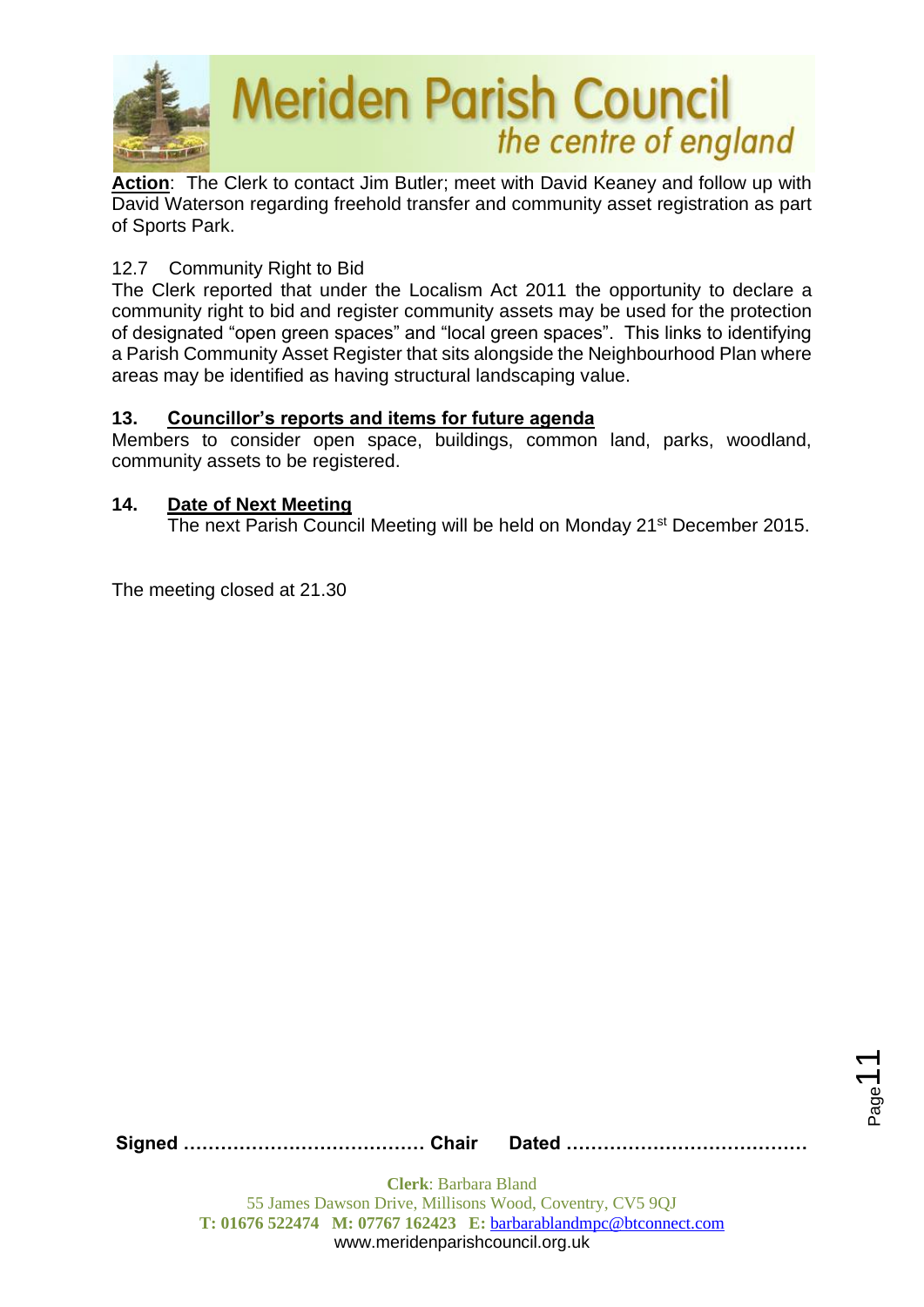**Action**: The Clerk to contact Jim Butler; meet with David Keaney and follow up with David Waterson regarding freehold transfer and community asset registration as part of Sports Park.

12.7 Community Right to Bid

The Clerk reported that under the Localism Act 2011 the opportunity to declare a community right to bid and register community assets may be used for the protection of designated "open green spaces" and "local green spaces". This links to identifying a Parish Community Asset Register that sits alongside the Neighbourhood Plan where areas may be identified as having structural landscaping value.

## 13. Councillor's reports and items for future agenda

Members to consider open space, buildings, common land, parks, woodland, community assets to be registered.

## 14. Date of Next Meeting

The next Parish Council Meeting will be held on Monday 21st December 2015.

The meeting closed at 21.30

**Signed ………………………………… Chair Dated …………………………………**

**Clerk**: Barbara Bland
55 James Dawson Drive, Millisons Wood, Coventry, CV5 9QJ
**T: 01676 522474 M: 07767 162423 E:** barbarablandmpc@btconnect.com
www.meridenparishcouncil.org.uk